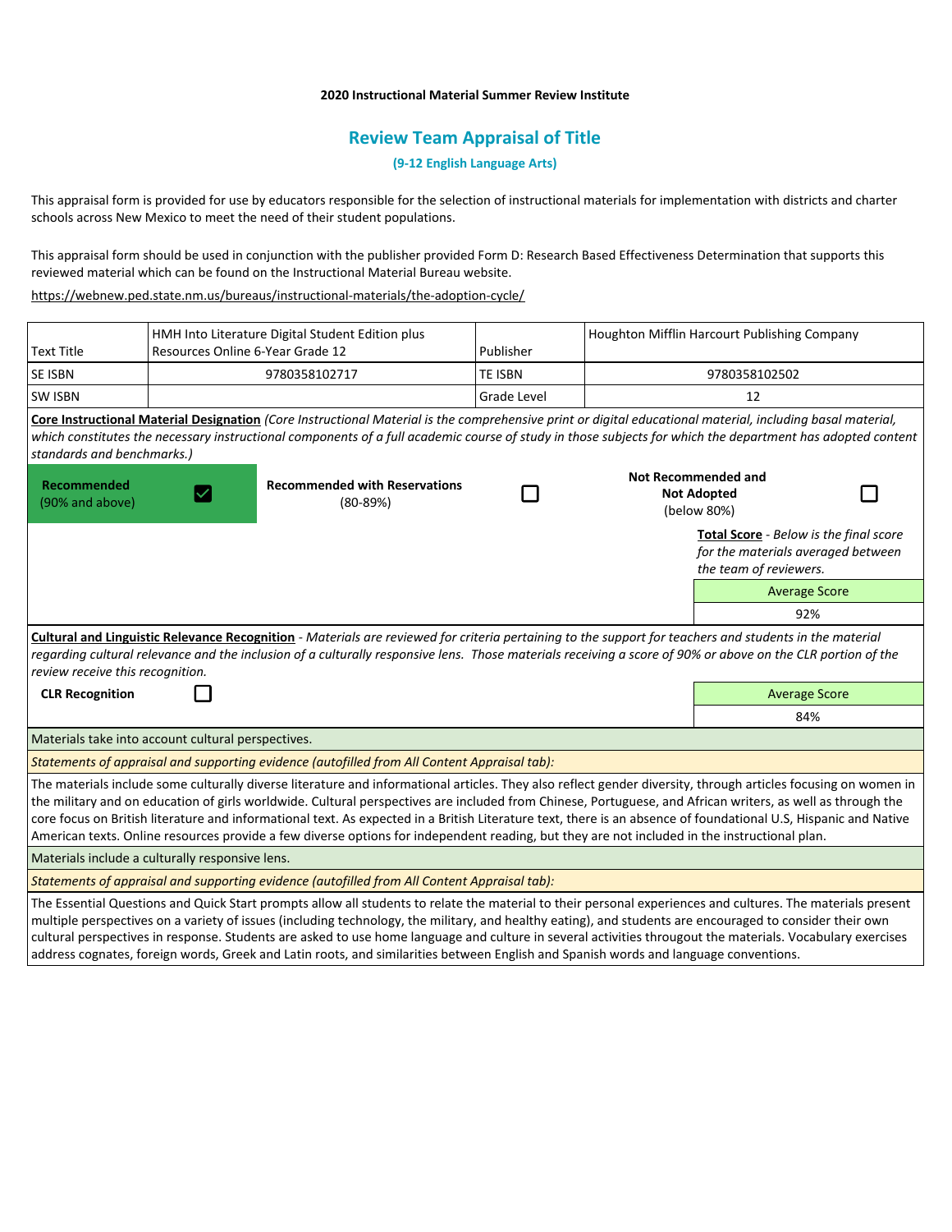**2020 Instructional Material Summer Review Institute**

# Review Team Appraisal of Title

**(9-12 English Language Arts)**

This appraisal form is provided for use by educators responsible for the selection of instructional materials for implementation with districts and charter schools across New Mexico to meet the need of their student populations.

This appraisal form should be used in conjunction with the publisher provided Form D: Research Based Effectiveness Determination that supports this reviewed material which can be found on the Instructional Material Bureau website.

https://webnew.ped.state.nm.us/bureaus/instructional-materials/the-adoption-cycle/

| Text Title | HMH Into Literature Digital Student Edition plus Resources Online 6-Year Grade 12 | Publisher | Houghton Mifflin Harcourt Publishing Company |
|---|---|---|---|
| SE ISBN | 9780358102717 | TE ISBN | 9780358102502 |
| SW ISBN | | Grade Level | 12 |

**Core Instructional Material Designation** *(Core Instructional Material is the comprehensive print or digital educational material, including basal material, which constitutes the necessary instructional components of a full academic course of study in those subjects for which the department has adopted content standards and benchmarks.)*

| Designation | Selected |
|---|---|
| **Recommended** (90% and above) | ☑ |
| **Recommended with Reservations** (80-89%) | ☐ |
| **Not Recommended and Not Adopted** (below 80%) | ☐ |

**Total Score** - *Below is the final score for the materials averaged between the team of reviewers.*

| Average Score |
|---|
| 92% |

**Cultural and Linguistic Relevance Recognition** - *Materials are reviewed for criteria pertaining to the support for teachers and students in the material regarding cultural relevance and the inclusion of a culturally responsive lens. Those materials receiving a score of 90% or above on the CLR portion of the review receive this recognition.*

**CLR Recognition** ☐

| Average Score |
|---|
| 84% |

Materials take into account cultural perspectives.

*Statements of appraisal and supporting evidence (autofilled from All Content Appraisal tab):*

The materials include some culturally diverse literature and informational articles. They also reflect gender diversity, through articles focusing on women in the military and on education of girls worldwide. Cultural perspectives are included from Chinese, Portuguese, and African writers, as well as through the core focus on British literature and informational text. As expected in a British Literature text, there is an absence of foundational U.S, Hispanic and Native American texts. Online resources provide a few diverse options for independent reading, but they are not included in the instructional plan.

Materials include a culturally responsive lens.

*Statements of appraisal and supporting evidence (autofilled from All Content Appraisal tab):*

The Essential Questions and Quick Start prompts allow all students to relate the material to their personal experiences and cultures. The materials present multiple perspectives on a variety of issues (including technology, the military, and healthy eating), and students are encouraged to consider their own cultural perspectives in response. Students are asked to use home language and culture in several activities througout the materials. Vocabulary exercises address cognates, foreign words, Greek and Latin roots, and similarities between English and Spanish words and language conventions.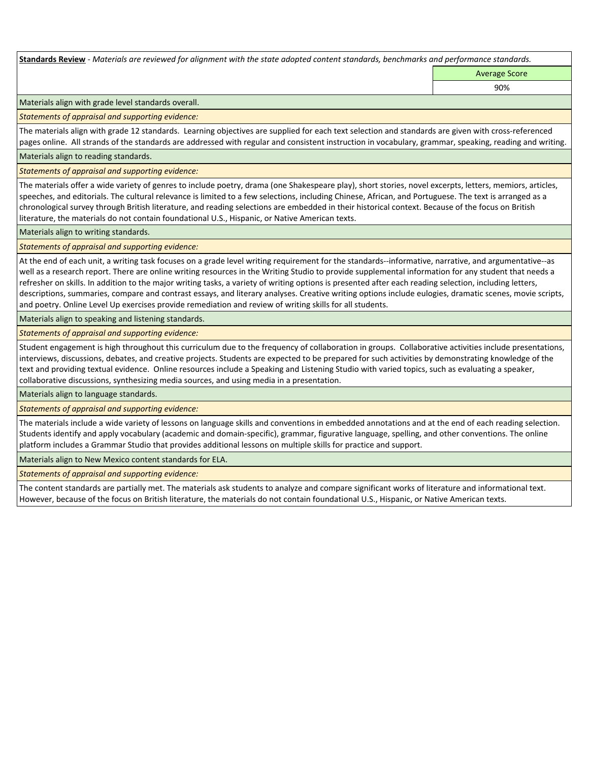**Standards Review** - *Materials are reviewed for alignment with the state adopted content standards, benchmarks and performance standards.*

| | Average Score |
|---|---|
| | 90% |

Materials align with grade level standards overall.

*Statements of appraisal and supporting evidence:*

The materials align with grade 12 standards. Learning objectives are supplied for each text selection and standards are given with cross-referenced pages online. All strands of the standards are addressed with regular and consistent instruction in vocabulary, grammar, speaking, reading and writing.

Materials align to reading standards.

*Statements of appraisal and supporting evidence:*

The materials offer a wide variety of genres to include poetry, drama (one Shakespeare play), short stories, novel excerpts, letters, memoirs, articles, speeches, and editorials. The cultural relevance is limited to a few selections, including Chinese, African, and Portuguese. The text is arranged as a chronological survey through British literature, and reading selections are embedded in their historical context. Because of the focus on British literature, the materials do not contain foundational U.S., Hispanic, or Native American texts.

Materials align to writing standards.

*Statements of appraisal and supporting evidence:*

At the end of each unit, a writing task focuses on a grade level writing requirement for the standards--informative, narrative, and argumentative--as well as a research report. There are online writing resources in the Writing Studio to provide supplemental information for any student that needs a refresher on skills. In addition to the major writing tasks, a variety of writing options is presented after each reading selection, including letters, descriptions, summaries, compare and contrast essays, and literary analyses. Creative writing options include eulogies, dramatic scenes, movie scripts, and poetry. Online Level Up exercises provide remediation and review of writing skills for all students.

Materials align to speaking and listening standards.

*Statements of appraisal and supporting evidence:*

Student engagement is high throughout this curriculum due to the frequency of collaboration in groups. Collaborative activities include presentations, interviews, discussions, debates, and creative projects. Students are expected to be prepared for such activities by demonstrating knowledge of the text and providing textual evidence. Online resources include a Speaking and Listening Studio with varied topics, such as evaluating a speaker, collaborative discussions, synthesizing media sources, and using media in a presentation.

Materials align to language standards.

*Statements of appraisal and supporting evidence:*

The materials include a wide variety of lessons on language skills and conventions in embedded annotations and at the end of each reading selection. Students identify and apply vocabulary (academic and domain-specific), grammar, figurative language, spelling, and other conventions. The online platform includes a Grammar Studio that provides additional lessons on multiple skills for practice and support.

Materials align to New Mexico content standards for ELA.

*Statements of appraisal and supporting evidence:*

The content standards are partially met. The materials ask students to analyze and compare significant works of literature and informational text. However, because of the focus on British literature, the materials do not contain foundational U.S., Hispanic, or Native American texts.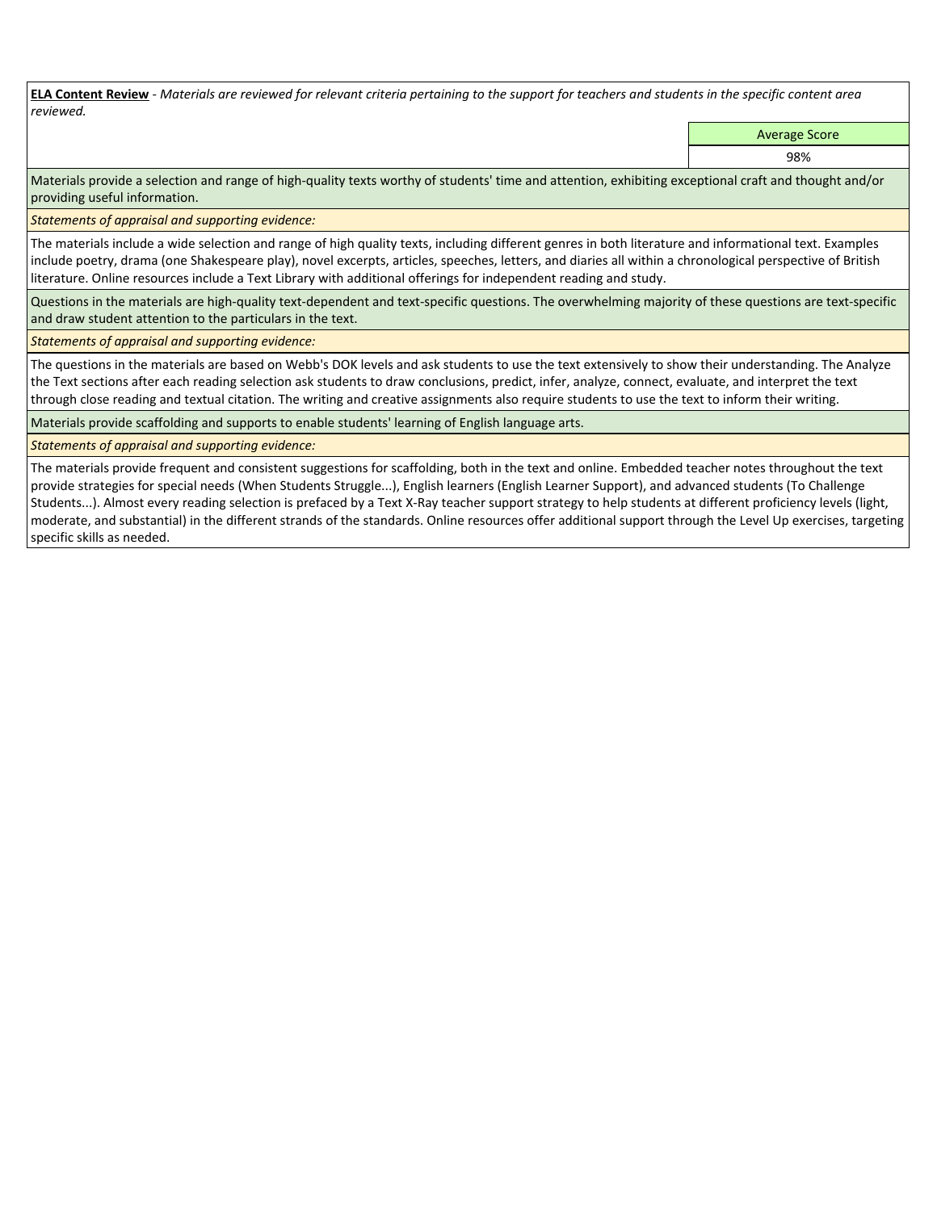**ELA Content Review** - *Materials are reviewed for relevant criteria pertaining to the support for teachers and students in the specific content area reviewed.*

| Average Score |
| --- |
| 98% |

Materials provide a selection and range of high-quality texts worthy of students' time and attention, exhibiting exceptional craft and thought and/or providing useful information.

*Statements of appraisal and supporting evidence:*

The materials include a wide selection and range of high quality texts, including different genres in both literature and informational text. Examples include poetry, drama (one Shakespeare play), novel excerpts, articles, speeches, letters, and diaries all within a chronological perspective of British literature. Online resources include a Text Library with additional offerings for independent reading and study.

Questions in the materials are high-quality text-dependent and text-specific questions. The overwhelming majority of these questions are text-specific and draw student attention to the particulars in the text.

*Statements of appraisal and supporting evidence:*

The questions in the materials are based on Webb's DOK levels and ask students to use the text extensively to show their understanding. The Analyze the Text sections after each reading selection ask students to draw conclusions, predict, infer, analyze, connect, evaluate, and interpret the text through close reading and textual citation. The writing and creative assignments also require students to use the text to inform their writing.

Materials provide scaffolding and supports to enable students' learning of English language arts.

*Statements of appraisal and supporting evidence:*

The materials provide frequent and consistent suggestions for scaffolding, both in the text and online. Embedded teacher notes throughout the text provide strategies for special needs (When Students Struggle...), English learners (English Learner Support), and advanced students (To Challenge Students...). Almost every reading selection is prefaced by a Text X-Ray teacher support strategy to help students at different proficiency levels (light, moderate, and substantial) in the different strands of the standards. Online resources offer additional support through the Level Up exercises, targeting specific skills as needed.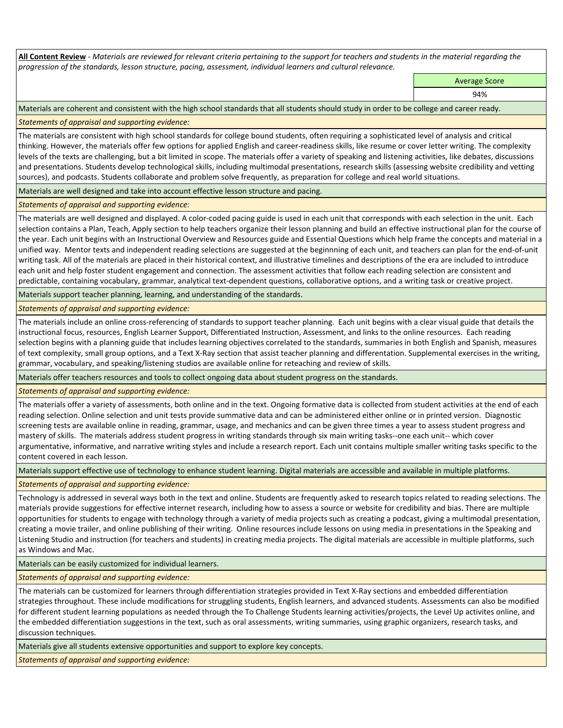**All Content Review** - *Materials are reviewed for relevant criteria pertaining to the support for teachers and students in the material regarding the progression of the standards, lesson structure, pacing, assessment, individual learners and cultural relevance.*

| | Average Score |
|---|---|
| | 94% |

Materials are coherent and consistent with the high school standards that all students should study in order to be college and career ready.

*Statements of appraisal and supporting evidence:*

The materials are consistent with high school standards for college bound students, often requiring a sophisticated level of analysis and critical thinking. However, the materials offer few options for applied English and career-readiness skills, like resume or cover letter writing. The complexity levels of the texts are challenging, but a bit limited in scope. The materials offer a variety of speaking and listening activities, like debates, discussions and presentations. Students develop technological skills, including multimodal presentations, research skills (assessing website credibility and vetting sources), and podcasts. Students collaborate and problem solve frequently, as preparation for college and real world situations.

Materials are well designed and take into account effective lesson structure and pacing.

*Statements of appraisal and supporting evidence:*

The materials are well designed and displayed. A color-coded pacing guide is used in each unit that corresponds with each selection in the unit. Each selection contains a Plan, Teach, Apply section to help teachers organize their lesson planning and build an effective instructional plan for the course of the year. Each unit begins with an Instructional Overview and Resources guide and Essential Questions which help frame the concepts and material in a unified way. Mentor texts and independent reading selections are suggested at the beginnning of each unit, and teachers can plan for the end-of-unit writing task. All of the materials are placed in their historical context, and illustrative timelines and descriptions of the era are included to introduce each unit and help foster student engagement and connection. The assessment activities that follow each reading selection are consistent and predictable, containing vocabulary, grammar, analytical text-dependent questions, collaborative options, and a writing task or creative project.

Materials support teacher planning, learning, and understanding of the standards.

*Statements of appraisal and supporting evidence:*

The materials include an online cross-referencing of standards to support teacher planning. Each unit begins with a clear visual guide that details the instructional focus, resources, English Learner Support, Differentiated Instruction, Assessment, and links to the online resources. Each reading selection begins with a planning guide that includes learning objectives correlated to the standards, summaries in both English and Spanish, measures of text complexity, small group options, and a Text X-Ray section that assist teacher planning and differentation. Supplemental exercises in the writing, grammar, vocabulary, and speaking/listening studios are available online for reteaching and review of skills.

Materials offer teachers resources and tools to collect ongoing data about student progress on the standards.

*Statements of appraisal and supporting evidence:*

The materials offer a variety of assessments, both online and in the text. Ongoing formative data is collected from student activities at the end of each reading selection. Online selection and unit tests provide summative data and can be administered either online or in printed version. Diagnostic screening tests are available online in reading, grammar, usage, and mechanics and can be given three times a year to assess student progress and mastery of skills. The materials address student progress in writing standards through six main writing tasks--one each unit-- which cover argumentative, informative, and narrative writing styles and include a research report. Each unit contains multiple smaller writing tasks specific to the content covered in each lesson.

Materials support effective use of technology to enhance student learning. Digital materials are accessible and available in multiple platforms.

*Statements of appraisal and supporting evidence:*

Technology is addressed in several ways both in the text and online. Students are frequently asked to research topics related to reading selections. The materials provide suggestions for effective internet research, including how to assess a source or website for credibility and bias. There are multiple opportunities for students to engage with technology through a variety of media projects such as creating a podcast, giving a multimodal presentation, creating a movie trailer, and online publishing of their writing. Online resources include lessons on using media in presentations in the Speaking and Listening Studio and instruction (for teachers and students) in creating media projects. The digital materials are accessible in multiple platforms, such as Windows and Mac.

Materials can be easily customized for individual learners.

*Statements of appraisal and supporting evidence:*

The materials can be customized for learners through differentiation strategies provided in Text X-Ray sections and embedded differentiation strategies throughout. These include modifications for struggling students, English learners, and advanced students. Assessments can also be modified for different student learning populations as needed through the To Challenge Students learning activities/projects, the Level Up activites online, and the embedded differentiation suggestions in the text, such as oral assessments, writing summaries, using graphic organizers, research tasks, and discussion techniques.

Materials give all students extensive opportunities and support to explore key concepts.

*Statements of appraisal and supporting evidence:*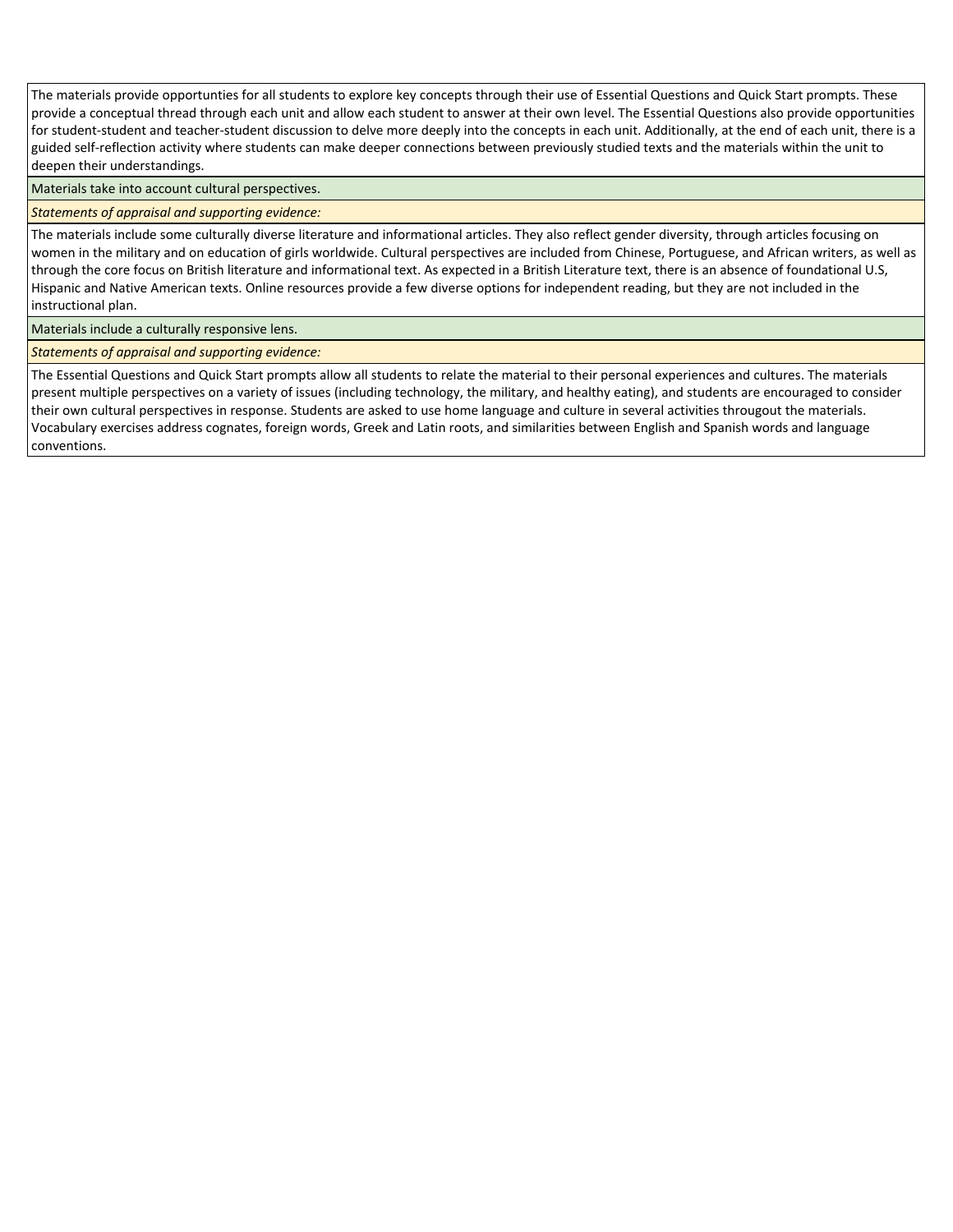The materials provide opportunties for all students to explore key concepts through their use of Essential Questions and Quick Start prompts. These provide a conceptual thread through each unit and allow each student to answer at their own level. The Essential Questions also provide opportunities for student-student and teacher-student discussion to delve more deeply into the concepts in each unit. Additionally, at the end of each unit, there is a guided self-reflection activity where students can make deeper connections between previously studied texts and the materials within the unit to deepen their understandings.

Materials take into account cultural perspectives.

*Statements of appraisal and supporting evidence:*

The materials include some culturally diverse literature and informational articles. They also reflect gender diversity, through articles focusing on women in the military and on education of girls worldwide. Cultural perspectives are included from Chinese, Portuguese, and African writers, as well as through the core focus on British literature and informational text. As expected in a British Literature text, there is an absence of foundational U.S, Hispanic and Native American texts. Online resources provide a few diverse options for independent reading, but they are not included in the instructional plan.

Materials include a culturally responsive lens.

*Statements of appraisal and supporting evidence:*

The Essential Questions and Quick Start prompts allow all students to relate the material to their personal experiences and cultures. The materials present multiple perspectives on a variety of issues (including technology, the military, and healthy eating), and students are encouraged to consider their own cultural perspectives in response. Students are asked to use home language and culture in several activities througout the materials. Vocabulary exercises address cognates, foreign words, Greek and Latin roots, and similarities between English and Spanish words and language conventions.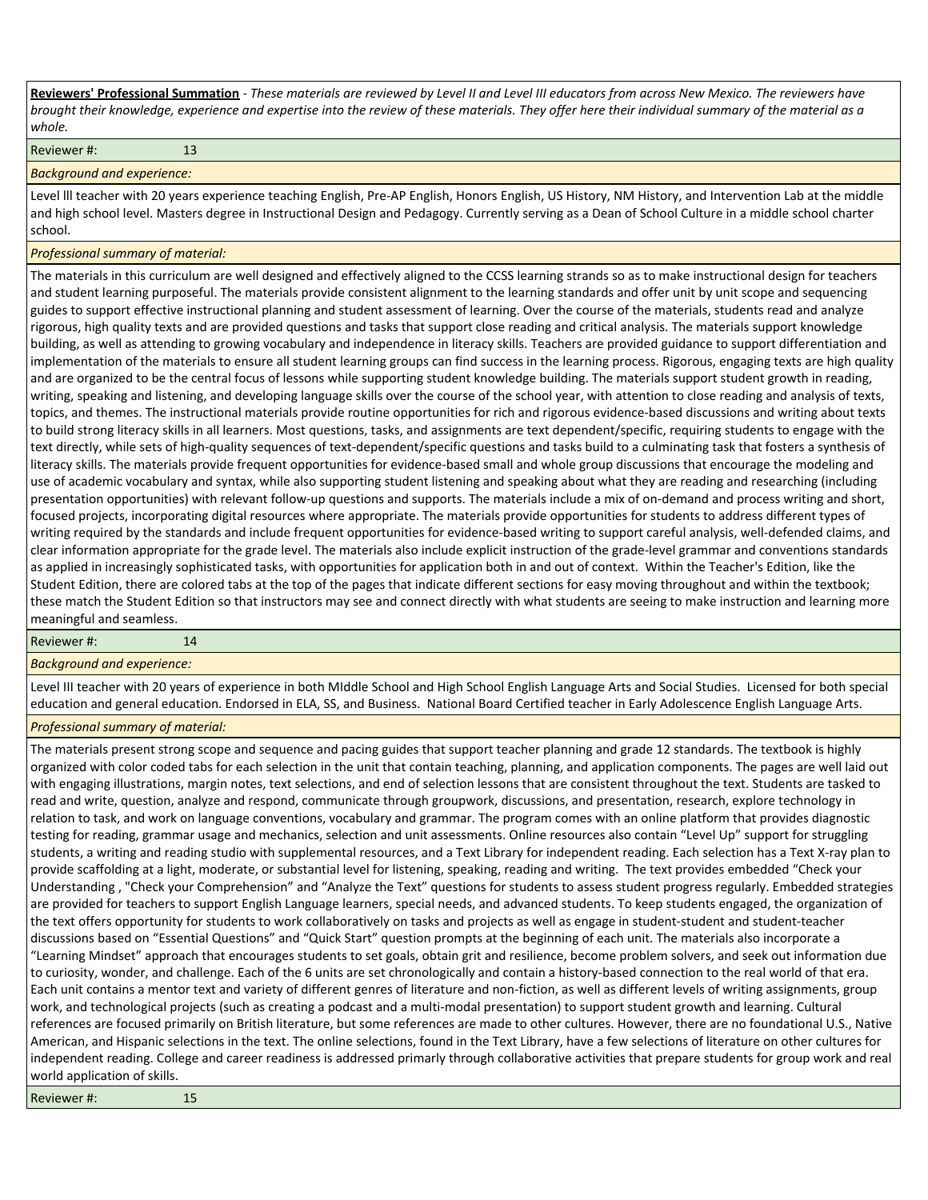**Reviewers' Professional Summation** - *These materials are reviewed by Level II and Level III educators from across New Mexico. The reviewers have brought their knowledge, experience and expertise into the review of these materials. They offer here their individual summary of the material as a whole.*

Reviewer #: 13

*Background and experience:*

Level lll teacher with 20 years experience teaching English, Pre-AP English, Honors English, US History, NM History, and Intervention Lab at the middle and high school level. Masters degree in Instructional Design and Pedagogy. Currently serving as a Dean of School Culture in a middle school charter school.

*Professional summary of material:*

The materials in this curriculum are well designed and effectively aligned to the CCSS learning strands so as to make instructional design for teachers and student learning purposeful. The materials provide consistent alignment to the learning standards and offer unit by unit scope and sequencing guides to support effective instructional planning and student assessment of learning. Over the course of the materials, students read and analyze rigorous, high quality texts and are provided questions and tasks that support close reading and critical analysis. The materials support knowledge building, as well as attending to growing vocabulary and independence in literacy skills. Teachers are provided guidance to support differentiation and implementation of the materials to ensure all student learning groups can find success in the learning process. Rigorous, engaging texts are high quality and are organized to be the central focus of lessons while supporting student knowledge building. The materials support student growth in reading, writing, speaking and listening, and developing language skills over the course of the school year, with attention to close reading and analysis of texts, topics, and themes. The instructional materials provide routine opportunities for rich and rigorous evidence-based discussions and writing about texts to build strong literacy skills in all learners. Most questions, tasks, and assignments are text dependent/specific, requiring students to engage with the text directly, while sets of high-quality sequences of text-dependent/specific questions and tasks build to a culminating task that fosters a synthesis of literacy skills. The materials provide frequent opportunities for evidence-based small and whole group discussions that encourage the modeling and use of academic vocabulary and syntax, while also supporting student listening and speaking about what they are reading and researching (including presentation opportunities) with relevant follow-up questions and supports. The materials include a mix of on-demand and process writing and short, focused projects, incorporating digital resources where appropriate. The materials provide opportunities for students to address different types of writing required by the standards and include frequent opportunities for evidence-based writing to support careful analysis, well-defended claims, and clear information appropriate for the grade level. The materials also include explicit instruction of the grade-level grammar and conventions standards as applied in increasingly sophisticated tasks, with opportunities for application both in and out of context. Within the Teacher's Edition, like the Student Edition, there are colored tabs at the top of the pages that indicate different sections for easy moving throughout and within the textbook; these match the Student Edition so that instructors may see and connect directly with what students are seeing to make instruction and learning more meaningful and seamless.

Reviewer #: 14

*Background and experience:*

Level III teacher with 20 years of experience in both MIddle School and High School English Language Arts and Social Studies. Licensed for both special education and general education. Endorsed in ELA, SS, and Business. National Board Certified teacher in Early Adolescence English Language Arts.

*Professional summary of material:*

The materials present strong scope and sequence and pacing guides that support teacher planning and grade 12 standards. The textbook is highly organized with color coded tabs for each selection in the unit that contain teaching, planning, and application components. The pages are well laid out with engaging illustrations, margin notes, text selections, and end of selection lessons that are consistent throughout the text. Students are tasked to read and write, question, analyze and respond, communicate through groupwork, discussions, and presentation, research, explore technology in relation to task, and work on language conventions, vocabulary and grammar. The program comes with an online platform that provides diagnostic testing for reading, grammar usage and mechanics, selection and unit assessments. Online resources also contain "Level Up" support for struggling students, a writing and reading studio with supplemental resources, and a Text Library for independent reading. Each selection has a Text X-ray plan to provide scaffolding at a light, moderate, or substantial level for listening, speaking, reading and writing. The text provides embedded "Check your Understanding , "Check your Comprehension" and "Analyze the Text" questions for students to assess student progress regularly. Embedded strategies are provided for teachers to support English Language learners, special needs, and advanced students. To keep students engaged, the organization of the text offers opportunity for students to work collaboratively on tasks and projects as well as engage in student-student and student-teacher discussions based on "Essential Questions" and "Quick Start" question prompts at the beginning of each unit. The materials also incorporate a "Learning Mindset" approach that encourages students to set goals, obtain grit and resilience, become problem solvers, and seek out information due to curiosity, wonder, and challenge. Each of the 6 units are set chronologically and contain a history-based connection to the real world of that era. Each unit contains a mentor text and variety of different genres of literature and non-fiction, as well as different levels of writing assignments, group work, and technological projects (such as creating a podcast and a multi-modal presentation) to support student growth and learning. Cultural references are focused primarily on British literature, but some references are made to other cultures. However, there are no foundational U.S., Native American, and Hispanic selections in the text. The online selections, found in the Text Library, have a few selections of literature on other cultures for independent reading. College and career readiness is addressed primarily through collaborative activities that prepare students for group work and real world application of skills.

Reviewer #: 15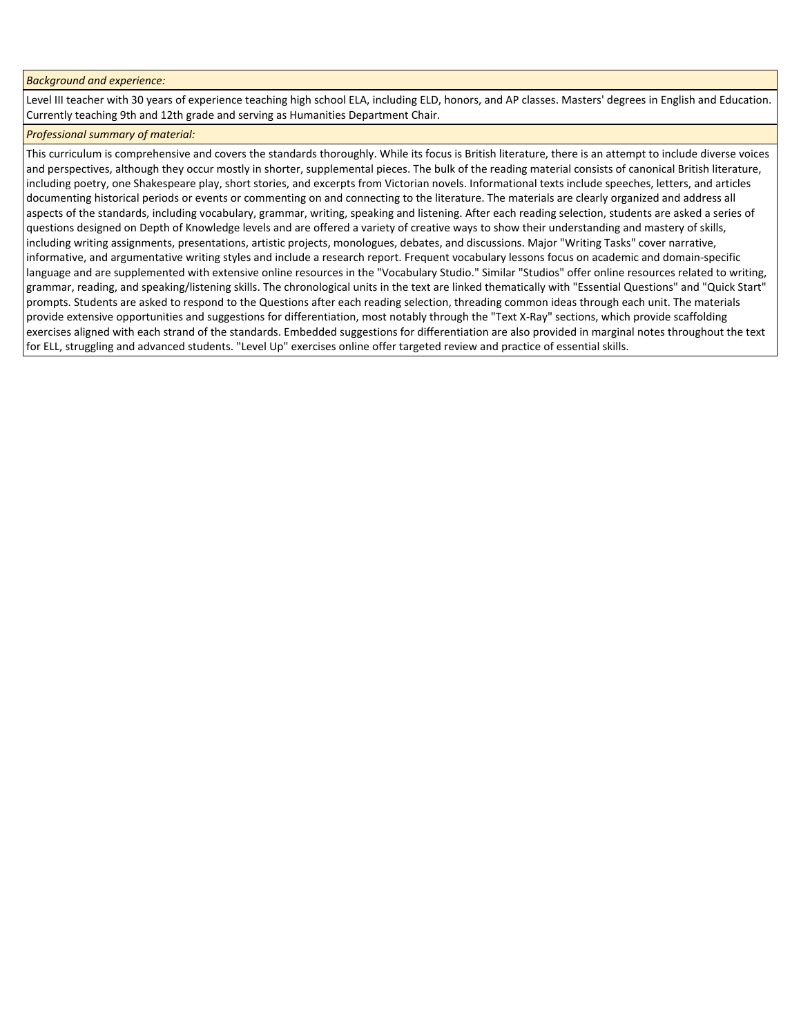*Background and experience:*

Level III teacher with 30 years of experience teaching high school ELA, including ELD, honors, and AP classes. Masters' degrees in English and Education. Currently teaching 9th and 12th grade and serving as Humanities Department Chair.

*Professional summary of material:*

This curriculum is comprehensive and covers the standards thoroughly. While its focus is British literature, there is an attempt to include diverse voices and perspectives, although they occur mostly in shorter, supplemental pieces. The bulk of the reading material consists of canonical British literature, including poetry, one Shakespeare play, short stories, and excerpts from Victorian novels. Informational texts include speeches, letters, and articles documenting historical periods or events or commenting on and connecting to the literature. The materials are clearly organized and address all aspects of the standards, including vocabulary, grammar, writing, speaking and listening. After each reading selection, students are asked a series of questions designed on Depth of Knowledge levels and are offered a variety of creative ways to show their understanding and mastery of skills, including writing assignments, presentations, artistic projects, monologues, debates, and discussions. Major "Writing Tasks" cover narrative, informative, and argumentative writing styles and include a research report. Frequent vocabulary lessons focus on academic and domain-specific language and are supplemented with extensive online resources in the "Vocabulary Studio." Similar "Studios" offer online resources related to writing, grammar, reading, and speaking/listening skills. The chronological units in the text are linked thematically with "Essential Questions" and "Quick Start" prompts. Students are asked to respond to the Questions after each reading selection, threading common ideas through each unit. The materials provide extensive opportunities and suggestions for differentiation, most notably through the "Text X-Ray" sections, which provide scaffolding exercises aligned with each strand of the standards. Embedded suggestions for differentiation are also provided in marginal notes throughout the text for ELL, struggling and advanced students. "Level Up" exercises online offer targeted review and practice of essential skills.